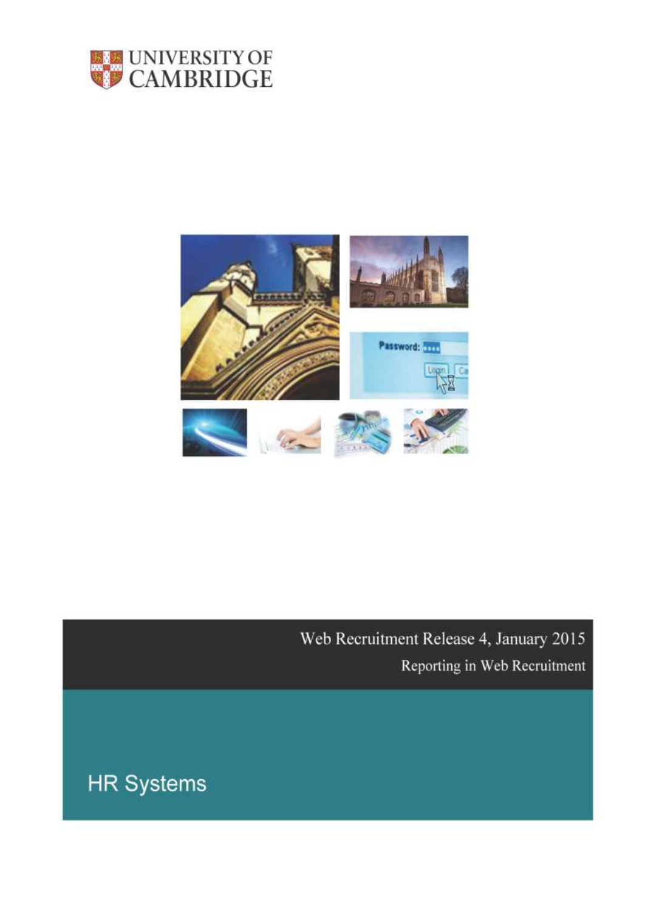UNIVERSITY OF CAMBRIDGE

Web Recruitment Release 4, January 2015

Reporting in Web Recruitment

HR Systems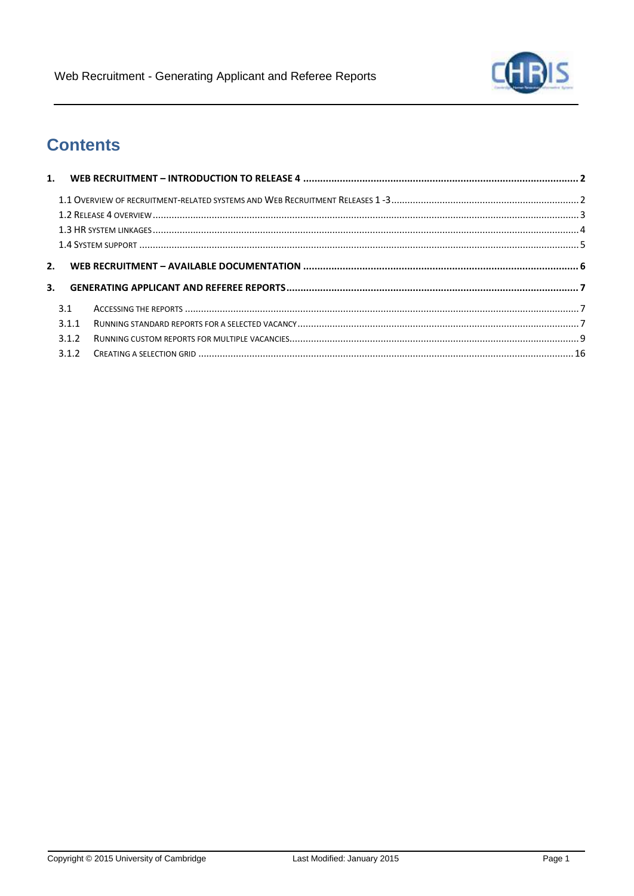# Contents

**1. WEB RECRUITMENT – INTRODUCTION TO RELEASE 4 ........................................ 2**

1.1 OVERVIEW OF RECRUITMENT-RELATED SYSTEMS AND WEB RECRUITMENT RELEASES 1 -3 ........................................ 2

1.2 RELEASE 4 OVERVIEW ........................................ 3

1.3 HR SYSTEM LINKAGES ........................................ 4

1.4 SYSTEM SUPPORT ........................................ 5

**2. WEB RECRUITMENT – AVAILABLE DOCUMENTATION ........................................ 6**

**3. GENERATING APPLICANT AND REFEREE REPORTS ........................................ 7**

3.1 ACCESSING THE REPORTS ........................................ 7

3.1.1 RUNNING STANDARD REPORTS FOR A SELECTED VACANCY ........................................ 7

3.1.2 RUNNING CUSTOM REPORTS FOR MULTIPLE VACANCIES ........................................ 9

3.1.2 CREATING A SELECTION GRID ........................................ 16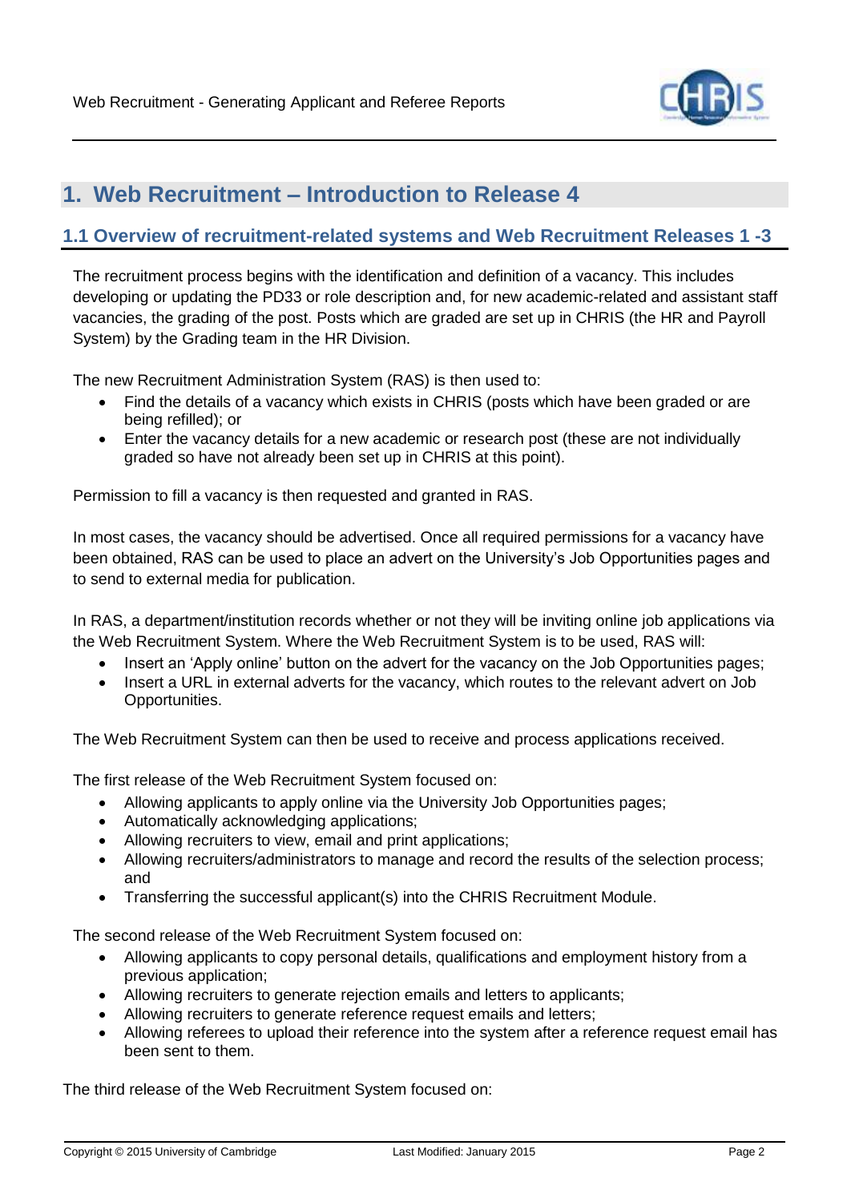# 1. Web Recruitment – Introduction to Release 4

## 1.1 Overview of recruitment-related systems and Web Recruitment Releases 1 -3

The recruitment process begins with the identification and definition of a vacancy. This includes developing or updating the PD33 or role description and, for new academic-related and assistant staff vacancies, the grading of the post. Posts which are graded are set up in CHRIS (the HR and Payroll System) by the Grading team in the HR Division.

The new Recruitment Administration System (RAS) is then used to:

- Find the details of a vacancy which exists in CHRIS (posts which have been graded or are being refilled); or
- Enter the vacancy details for a new academic or research post (these are not individually graded so have not already been set up in CHRIS at this point).

Permission to fill a vacancy is then requested and granted in RAS.

In most cases, the vacancy should be advertised. Once all required permissions for a vacancy have been obtained, RAS can be used to place an advert on the University's Job Opportunities pages and to send to external media for publication.

In RAS, a department/institution records whether or not they will be inviting online job applications via the Web Recruitment System. Where the Web Recruitment System is to be used, RAS will:

- Insert an 'Apply online' button on the advert for the vacancy on the Job Opportunities pages;
- Insert a URL in external adverts for the vacancy, which routes to the relevant advert on Job Opportunities.

The Web Recruitment System can then be used to receive and process applications received.

The first release of the Web Recruitment System focused on:

- Allowing applicants to apply online via the University Job Opportunities pages;
- Automatically acknowledging applications;
- Allowing recruiters to view, email and print applications;
- Allowing recruiters/administrators to manage and record the results of the selection process; and
- Transferring the successful applicant(s) into the CHRIS Recruitment Module.

The second release of the Web Recruitment System focused on:

- Allowing applicants to copy personal details, qualifications and employment history from a previous application;
- Allowing recruiters to generate rejection emails and letters to applicants;
- Allowing recruiters to generate reference request emails and letters;
- Allowing referees to upload their reference into the system after a reference request email has been sent to them.

The third release of the Web Recruitment System focused on: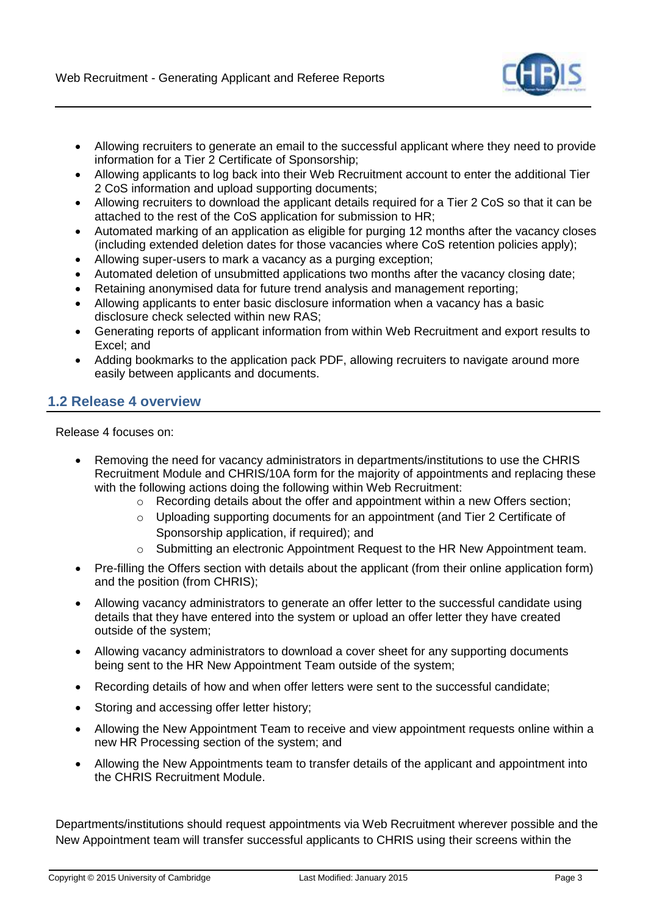- Allowing recruiters to generate an email to the successful applicant where they need to provide information for a Tier 2 Certificate of Sponsorship;
- Allowing applicants to log back into their Web Recruitment account to enter the additional Tier 2 CoS information and upload supporting documents;
- Allowing recruiters to download the applicant details required for a Tier 2 CoS so that it can be attached to the rest of the CoS application for submission to HR;
- Automated marking of an application as eligible for purging 12 months after the vacancy closes (including extended deletion dates for those vacancies where CoS retention policies apply);
- Allowing super-users to mark a vacancy as a purging exception;
- Automated deletion of unsubmitted applications two months after the vacancy closing date;
- Retaining anonymised data for future trend analysis and management reporting;
- Allowing applicants to enter basic disclosure information when a vacancy has a basic disclosure check selected within new RAS;
- Generating reports of applicant information from within Web Recruitment and export results to Excel; and
- Adding bookmarks to the application pack PDF, allowing recruiters to navigate around more easily between applicants and documents.

## 1.2 Release 4 overview

Release 4 focuses on:

- Removing the need for vacancy administrators in departments/institutions to use the CHRIS Recruitment Module and CHRIS/10A form for the majority of appointments and replacing these with the following actions doing the following within Web Recruitment:
    - Recording details about the offer and appointment within a new Offers section;
    - Uploading supporting documents for an appointment (and Tier 2 Certificate of Sponsorship application, if required); and
    - Submitting an electronic Appointment Request to the HR New Appointment team.
- Pre-filling the Offers section with details about the applicant (from their online application form) and the position (from CHRIS);
- Allowing vacancy administrators to generate an offer letter to the successful candidate using details that they have entered into the system or upload an offer letter they have created outside of the system;
- Allowing vacancy administrators to download a cover sheet for any supporting documents being sent to the HR New Appointment Team outside of the system;
- Recording details of how and when offer letters were sent to the successful candidate;
- Storing and accessing offer letter history;
- Allowing the New Appointment Team to receive and view appointment requests online within a new HR Processing section of the system; and
- Allowing the New Appointments team to transfer details of the applicant and appointment into the CHRIS Recruitment Module.

Departments/institutions should request appointments via Web Recruitment wherever possible and the New Appointment team will transfer successful applicants to CHRIS using their screens within the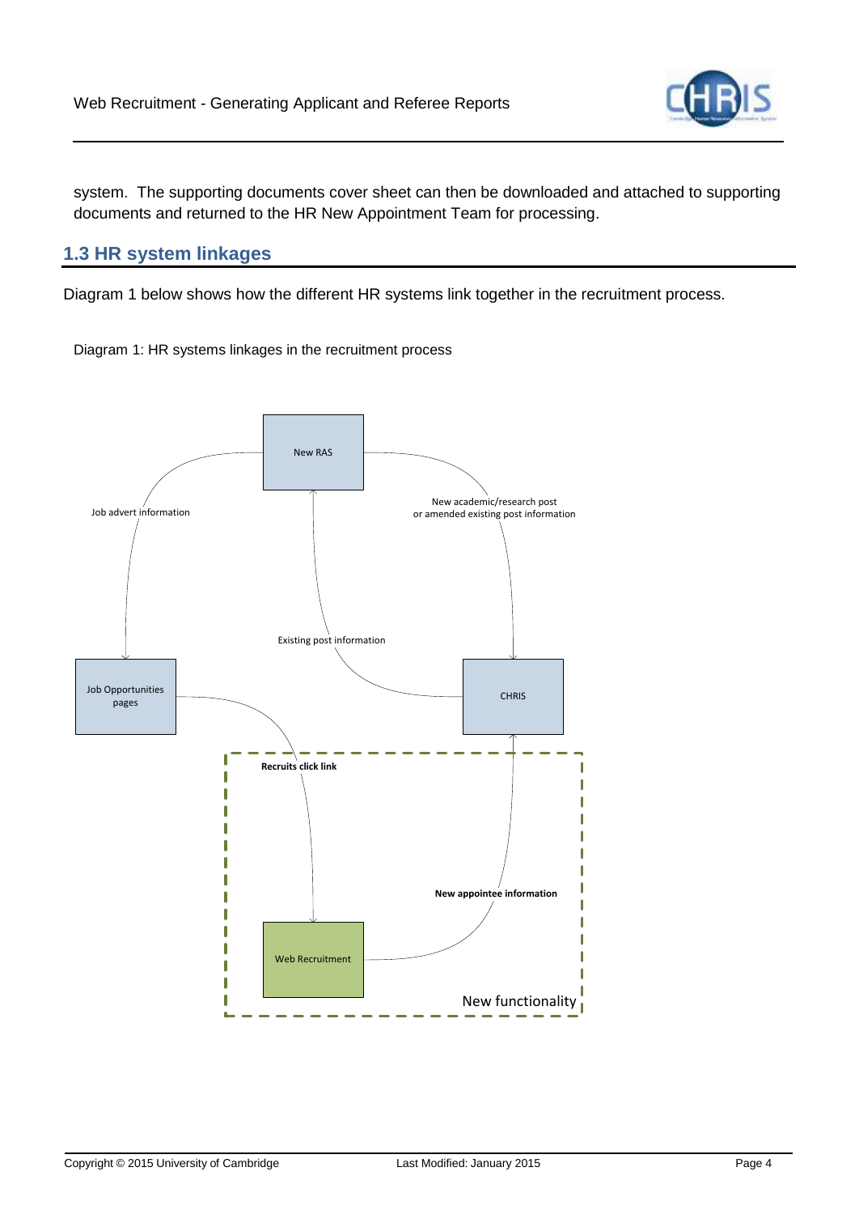system. The supporting documents cover sheet can then be downloaded and attached to supporting documents and returned to the HR New Appointment Team for processing.

## 1.3 HR system linkages

Diagram 1 below shows how the different HR systems link together in the recruitment process.

Diagram 1: HR systems linkages in the recruitment process

New RAS

Job advert information

New academic/research post or amended existing post information

Existing post information

Job Opportunities pages

CHRIS

**Recruits click link**

**New appointee information**

Web Recruitment

New functionality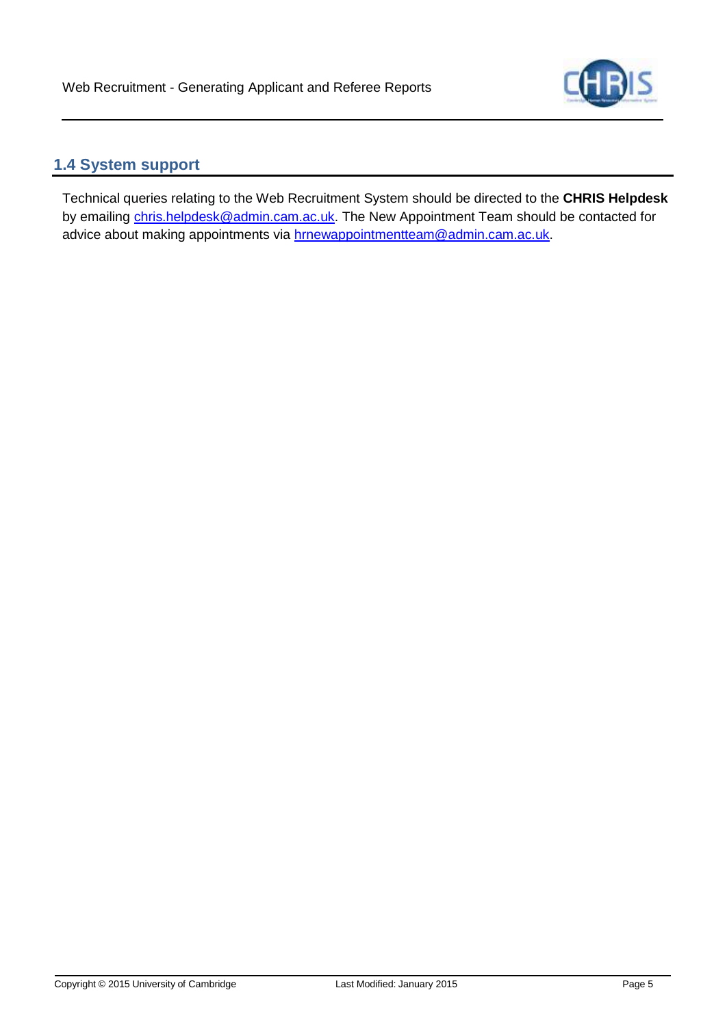## 1.4 System support

Technical queries relating to the Web Recruitment System should be directed to the **CHRIS Helpdesk** by emailing chris.helpdesk@admin.cam.ac.uk. The New Appointment Team should be contacted for advice about making appointments via hrnewappointmentteam@admin.cam.ac.uk.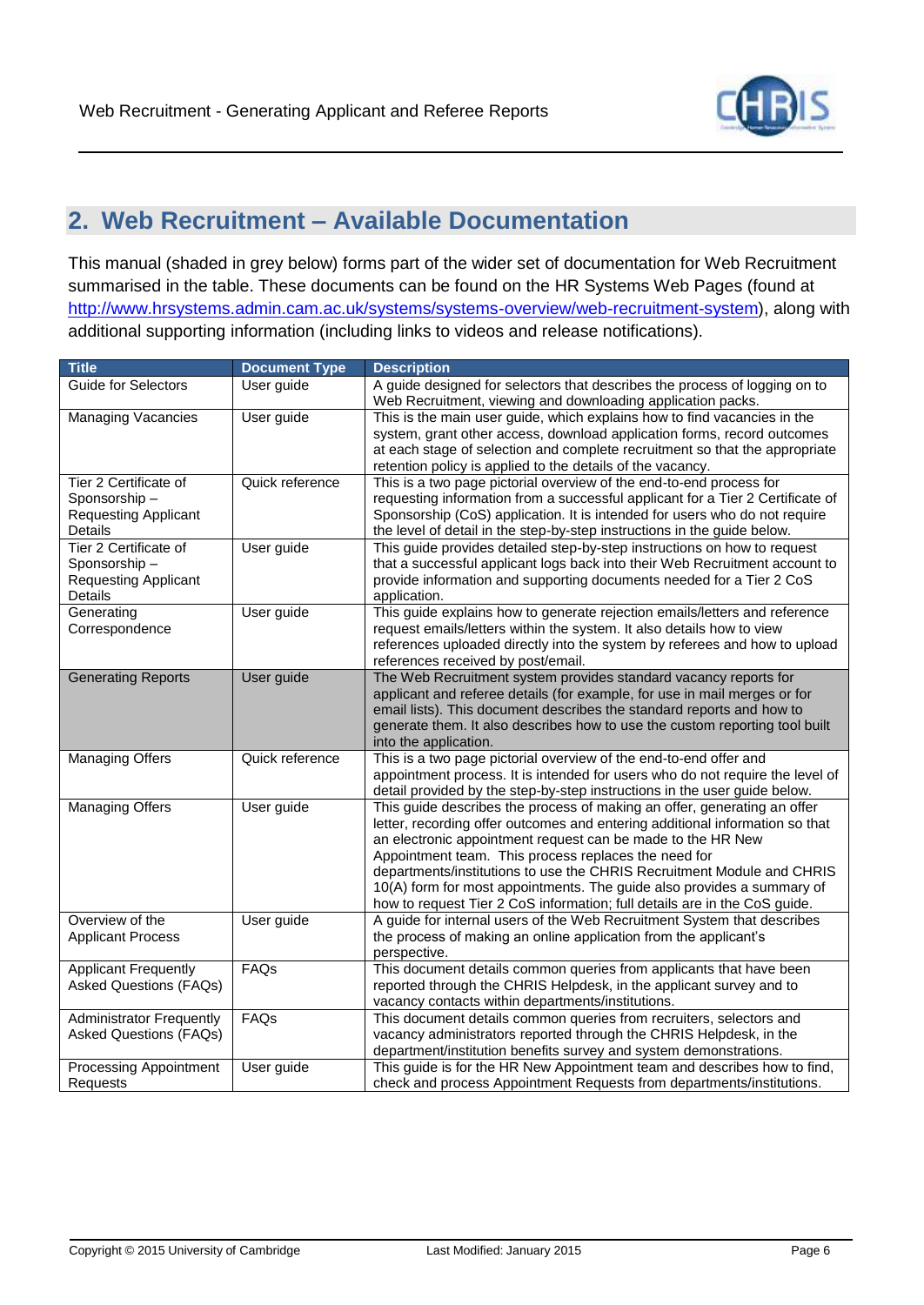## 2. Web Recruitment – Available Documentation

This manual (shaded in grey below) forms part of the wider set of documentation for Web Recruitment summarised in the table. These documents can be found on the HR Systems Web Pages (found at http://www.hrsystems.admin.cam.ac.uk/systems/systems-overview/web-recruitment-system), along with additional supporting information (including links to videos and release notifications).

| Title | Document Type | Description |
|---|---|---|
| Guide for Selectors | User guide | A guide designed for selectors that describes the process of logging on to Web Recruitment, viewing and downloading application packs. |
| Managing Vacancies | User guide | This is the main user guide, which explains how to find vacancies in the system, grant other access, download application forms, record outcomes at each stage of selection and complete recruitment so that the appropriate retention policy is applied to the details of the vacancy. |
| Tier 2 Certificate of Sponsorship – Requesting Applicant Details | Quick reference | This is a two page pictorial overview of the end-to-end process for requesting information from a successful applicant for a Tier 2 Certificate of Sponsorship (CoS) application. It is intended for users who do not require the level of detail in the step-by-step instructions in the guide below. |
| Tier 2 Certificate of Sponsorship – Requesting Applicant Details | User guide | This guide provides detailed step-by-step instructions on how to request that a successful applicant logs back into their Web Recruitment account to provide information and supporting documents needed for a Tier 2 CoS application. |
| Generating Correspondence | User guide | This guide explains how to generate rejection emails/letters and reference request emails/letters within the system. It also details how to view references uploaded directly into the system by referees and how to upload references received by post/email. |
| Generating Reports | User guide | The Web Recruitment system provides standard vacancy reports for applicant and referee details (for example, for use in mail merges or for email lists). This document describes the standard reports and how to generate them. It also describes how to use the custom reporting tool built into the application. |
| Managing Offers | Quick reference | This is a two page pictorial overview of the end-to-end offer and appointment process. It is intended for users who do not require the level of detail provided by the step-by-step instructions in the user guide below. |
| Managing Offers | User guide | This guide describes the process of making an offer, generating an offer letter, recording offer outcomes and entering additional information so that an electronic appointment request can be made to the HR New Appointment team. This process replaces the need for departments/institutions to use the CHRIS Recruitment Module and CHRIS 10(A) form for most appointments. The guide also provides a summary of how to request Tier 2 CoS information; full details are in the CoS guide. |
| Overview of the Applicant Process | User guide | A guide for internal users of the Web Recruitment System that describes the process of making an online application from the applicant's perspective. |
| Applicant Frequently Asked Questions (FAQs) | FAQs | This document details common queries from applicants that have been reported through the CHRIS Helpdesk, in the applicant survey and to vacancy contacts within departments/institutions. |
| Administrator Frequently Asked Questions (FAQs) | FAQs | This document details common queries from recruiters, selectors and vacancy administrators reported through the CHRIS Helpdesk, in the department/institution benefits survey and system demonstrations. |
| Processing Appointment Requests | User guide | This guide is for the HR New Appointment team and describes how to find, check and process Appointment Requests from departments/institutions. |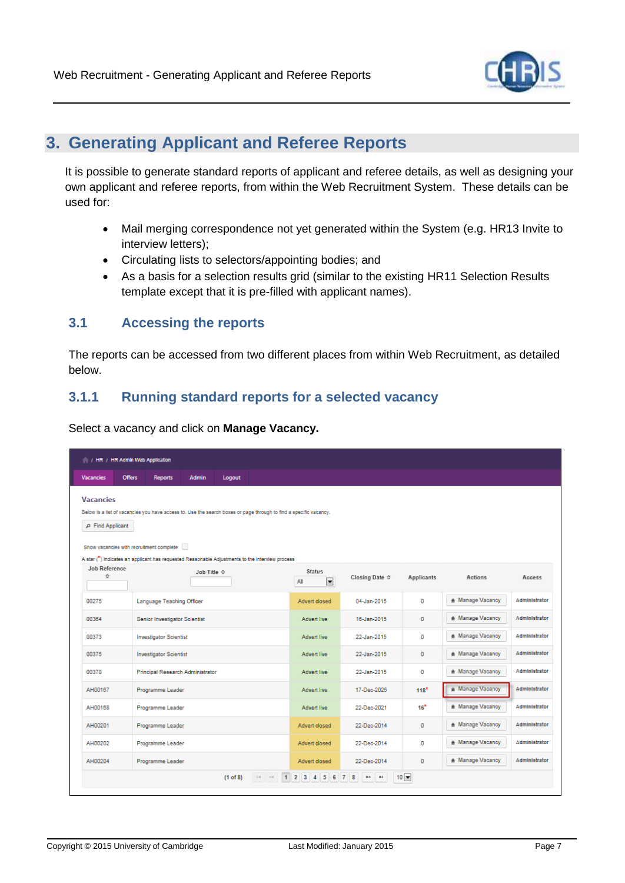# 3. Generating Applicant and Referee Reports

It is possible to generate standard reports of applicant and referee details, as well as designing your own applicant and referee reports, from within the Web Recruitment System. These details can be used for:

- Mail merging correspondence not yet generated within the System (e.g. HR13 Invite to interview letters);
- Circulating lists to selectors/appointing bodies; and
- As a basis for a selection results grid (similar to the existing HR11 Selection Results template except that it is pre-filled with applicant names).

## 3.1 Accessing the reports

The reports can be accessed from two different places from within Web Recruitment, as detailed below.

### 3.1.1 Running standard reports for a selected vacancy

Select a vacancy and click on **Manage Vacancy.**

/ HR / HR Admin Web Application

Vacancies | Offers | Reports | Admin | Logout

**Vacancies**

Below is a list of vacancies you have access to. Use the search boxes or page through to find a specific vacancy.

Find Applicant

Show vacancies with recruitment complete

A star (*) indicates an applicant has requested Reasonable Adjustments to the interview process

| Job Reference | Job Title | Status | Closing Date | Applicants | Actions | Access |
|---|---|---|---|---|---|---|
| 00275 | Language Teaching Officer | Advert closed | 04-Jan-2015 | 0 | Manage Vacancy | Administrator |
| 00364 | Senior Investigator Scientist | Advert live | 16-Jan-2015 | 0 | Manage Vacancy | Administrator |
| 00373 | Investigator Scientist | Advert live | 22-Jan-2015 | 0 | Manage Vacancy | Administrator |
| 00375 | Investigator Scientist | Advert live | 22-Jan-2015 | 0 | Manage Vacancy | Administrator |
| 00378 | Principal Research Administrator | Advert live | 22-Jan-2015 | 0 | Manage Vacancy | Administrator |
| AH00167 | Programme Leader | Advert live | 17-Dec-2025 | 118* | Manage Vacancy | Administrator |
| AH00168 | Programme Leader | Advert live | 22-Dec-2021 | 16* | Manage Vacancy | Administrator |
| AH00201 | Programme Leader | Advert closed | 22-Dec-2014 | 0 | Manage Vacancy | Administrator |
| AH00202 | Programme Leader | Advert closed | 22-Dec-2014 | 0 | Manage Vacancy | Administrator |
| AH00204 | Programme Leader | Advert closed | 22-Dec-2014 | 0 | Manage Vacancy | Administrator |

(1 of 8) 1 2 3 4 5 6 7 8 10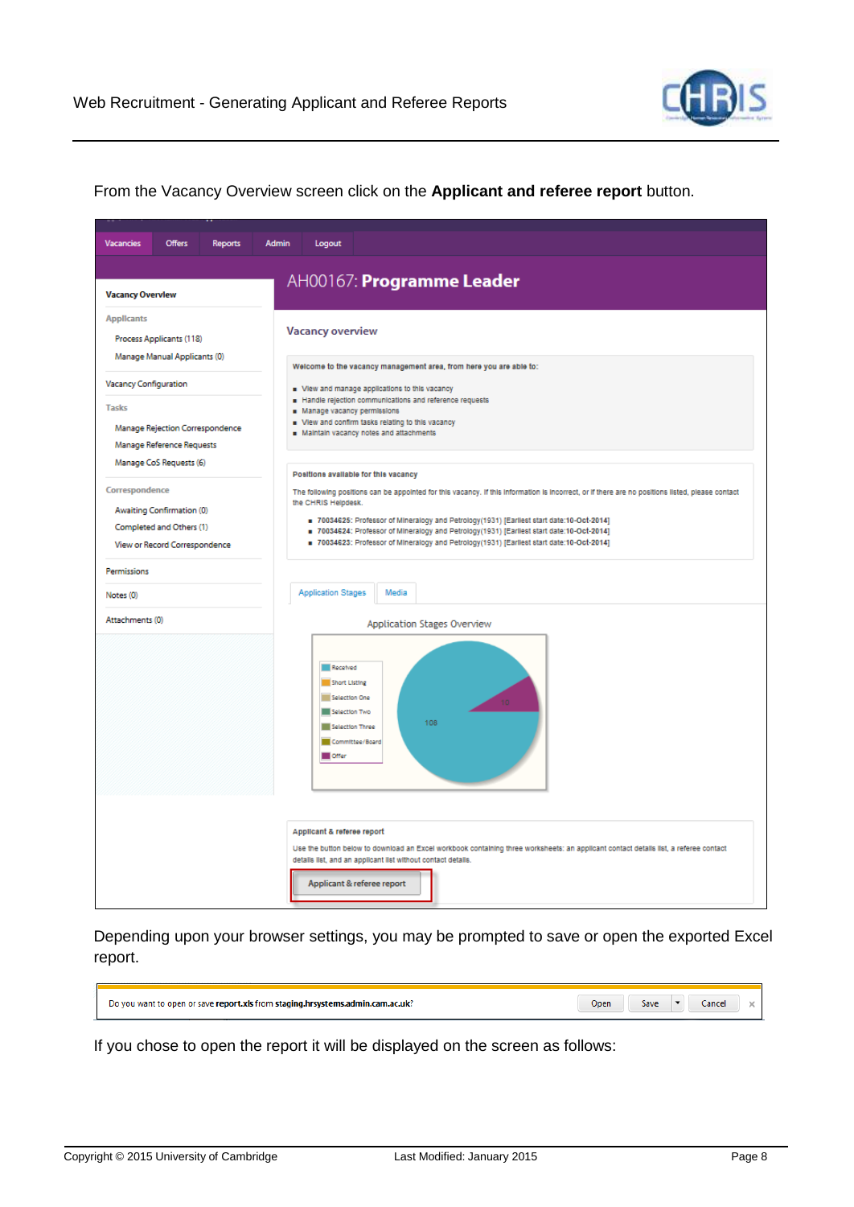From the Vacancy Overview screen click on the **Applicant and referee report** button.

Depending upon your browser settings, you may be prompted to save or open the exported Excel report.

If you chose to open the report it will be displayed on the screen as follows: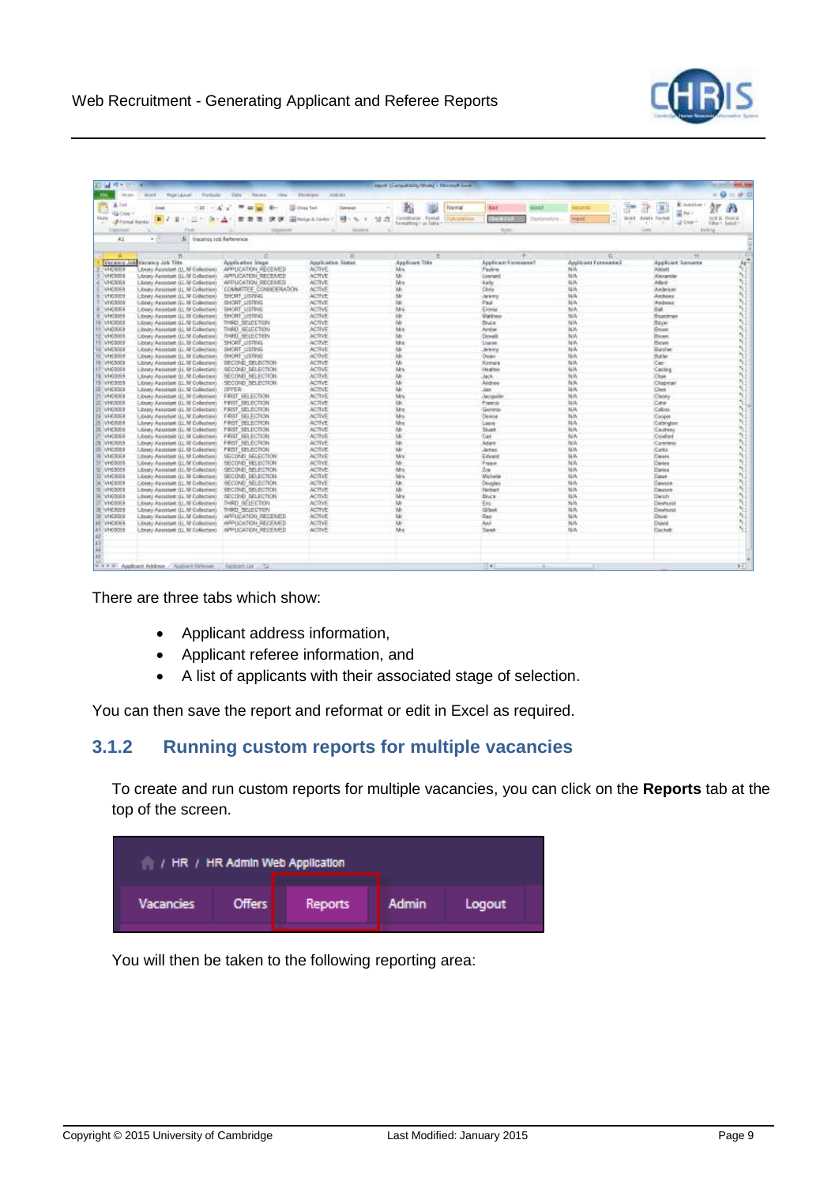There are three tabs which show:

- Applicant address information,
- Applicant referee information, and
- A list of applicants with their associated stage of selection.

You can then save the report and reformat or edit in Excel as required.

### 3.1.2 Running custom reports for multiple vacancies

To create and run custom reports for multiple vacancies, you can click on the **Reports** tab at the top of the screen.

You will then be taken to the following reporting area: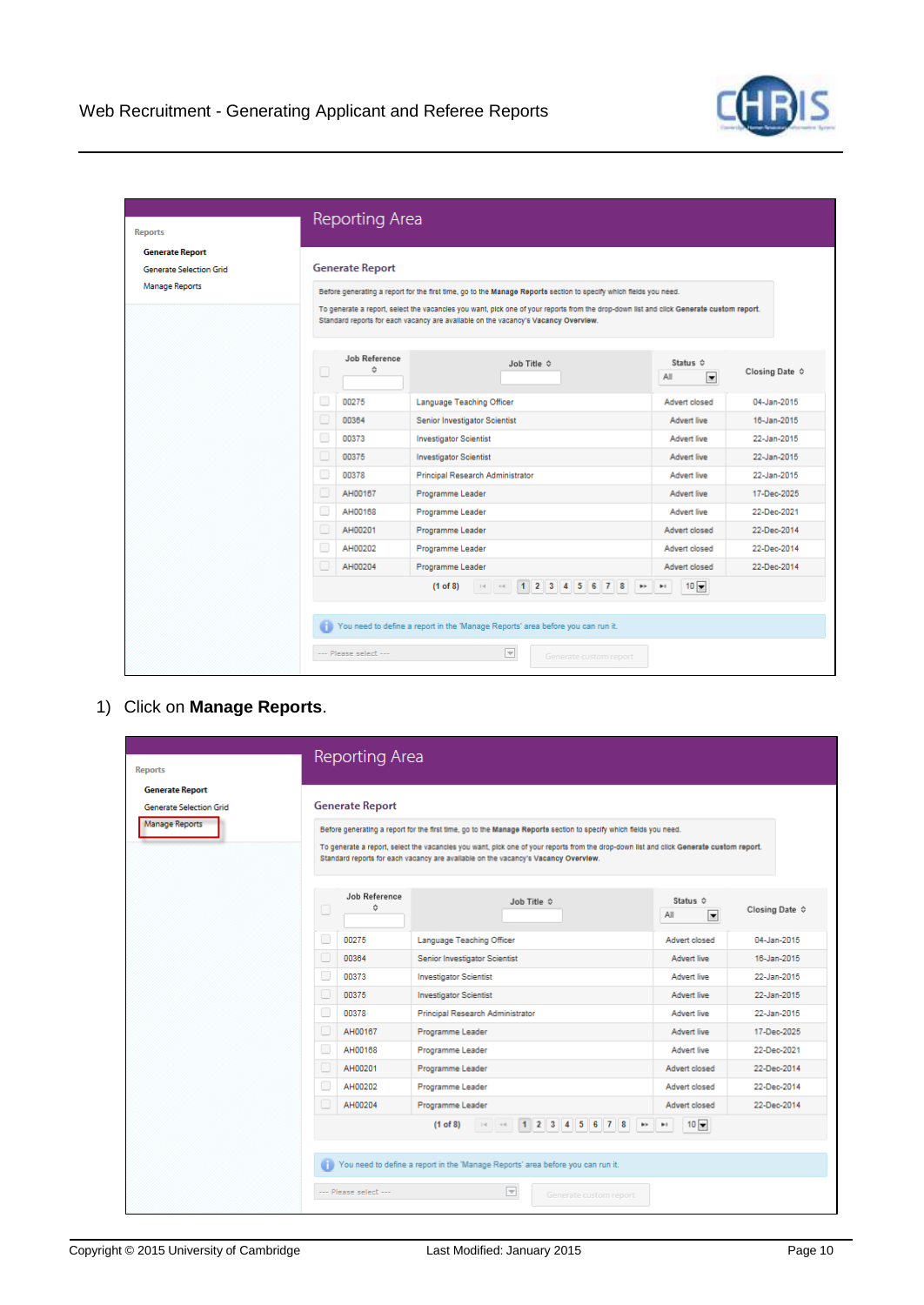1) Click on **Manage Reports**.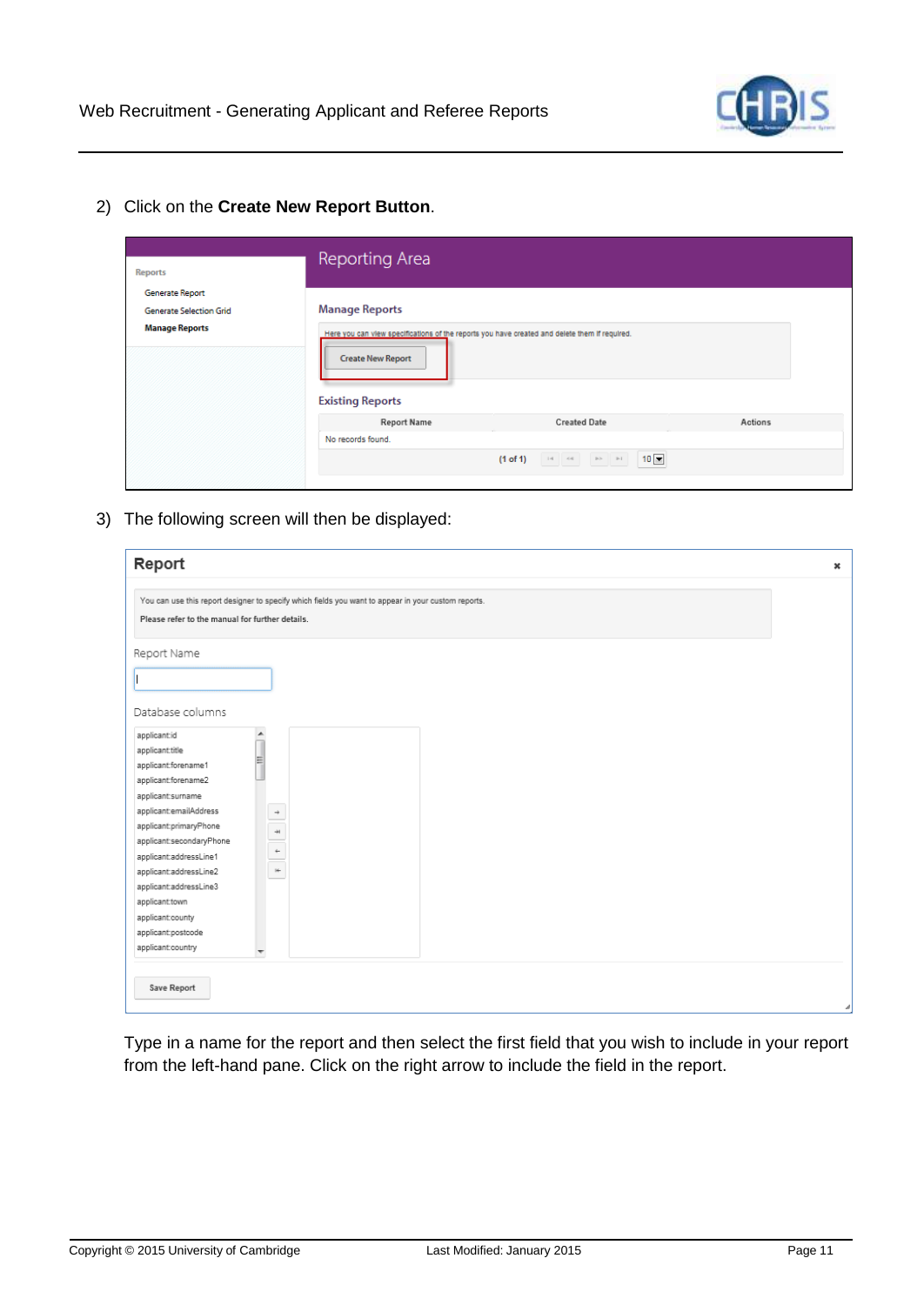2) Click on the **Create New Report Button**.

3) The following screen will then be displayed:

Type in a name for the report and then select the first field that you wish to include in your report from the left-hand pane. Click on the right arrow to include the field in the report.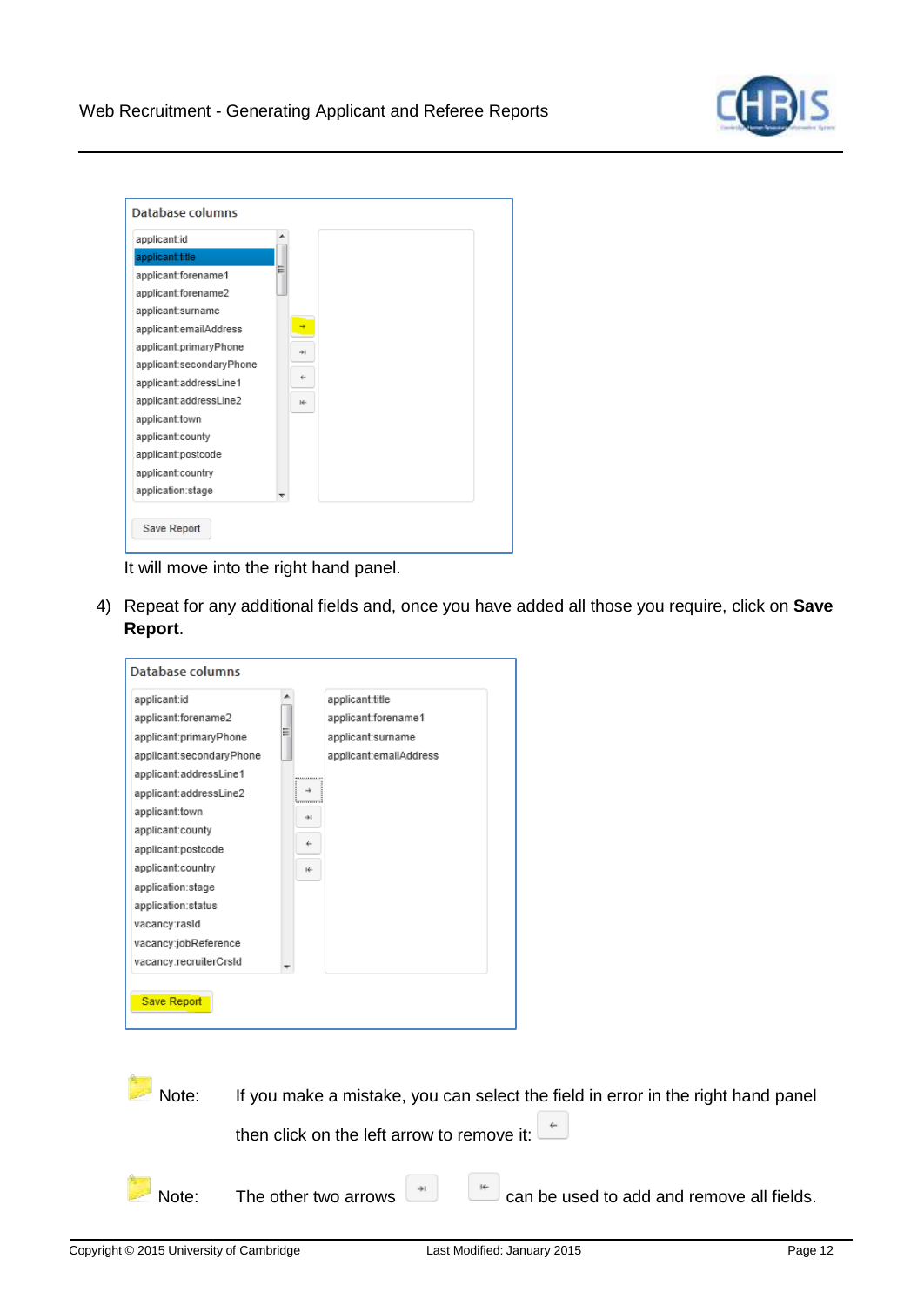It will move into the right hand panel.

4) Repeat for any additional fields and, once you have added all those you require, click on **Save Report**.

Note: If you make a mistake, you can select the field in error in the right hand panel then click on the left arrow to remove it:

Note: The other two arrows can be used to add and remove all fields.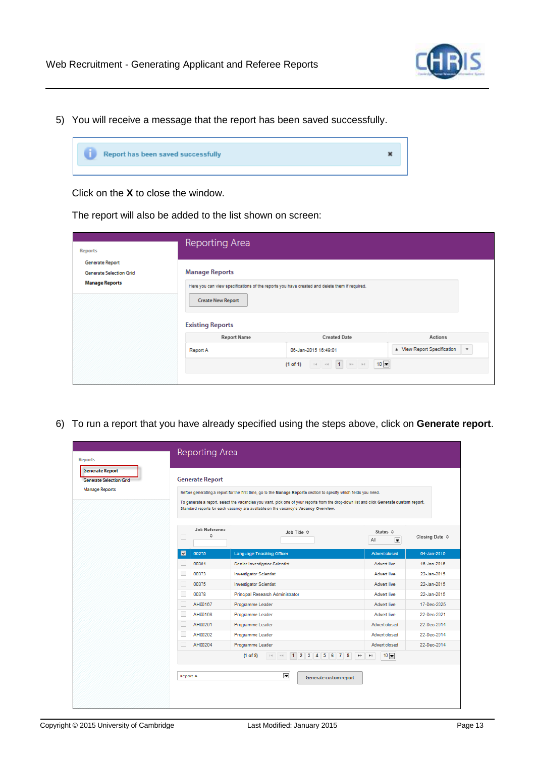5) You will receive a message that the report has been saved successfully.

Report has been saved successfully

Click on the **X** to close the window.

The report will also be added to the list shown on screen:

Reports
- Generate Report
- Generate Selection Grid
- **Manage Reports**

Reporting Area

Manage Reports

Here you can view specifications of the reports you have created and delete them if required.

Create New Report

Existing Reports

| Report Name | Created Date | Actions |
|---|---|---|
| Report A | 06-Jan-2015 16:49:01 | View Report Specification |

(1 of 1)

6) To run a report that you have already specified using the steps above, click on **Generate report**.

Reports
- **Generate Report**
- Generate Selection Grid
- Manage Reports

Reporting Area

Generate Report

Before generating a report for the first time, go to the **Manage Reports** section to specify which fields you need.

To generate a report, select the vacancies you want, pick one of your reports from the drop-down list and click **Generate custom report**. Standard reports for each vacancy are available on the vacancy's **Vacancy Overview**.

| | Job Reference | Job Title | Status | Closing Date |
|---|---|---|---|---|
| ☑ | 00275 | Language Teaching Officer | Advert closed | 04-Jan-2015 |
| ☐ | 00364 | Senior Investigator Scientist | Advert live | 16-Jan-2015 |
| ☐ | 00373 | Investigator Scientist | Advert live | 22-Jan-2015 |
| ☐ | 00375 | Investigator Scientist | Advert live | 22-Jan-2015 |
| ☐ | 00378 | Principal Research Administrator | Advert live | 22-Jan-2015 |
| ☐ | AH00167 | Programme Leader | Advert live | 17-Dec-2025 |
| ☐ | AH00168 | Programme Leader | Advert live | 22-Dec-2021 |
| ☐ | AH00201 | Programme Leader | Advert closed | 22-Dec-2014 |
| ☐ | AH00202 | Programme Leader | Advert closed | 22-Dec-2014 |
| ☐ | AH00204 | Programme Leader | Advert closed | 22-Dec-2014 |

(1 of 8)

Report A — Generate custom report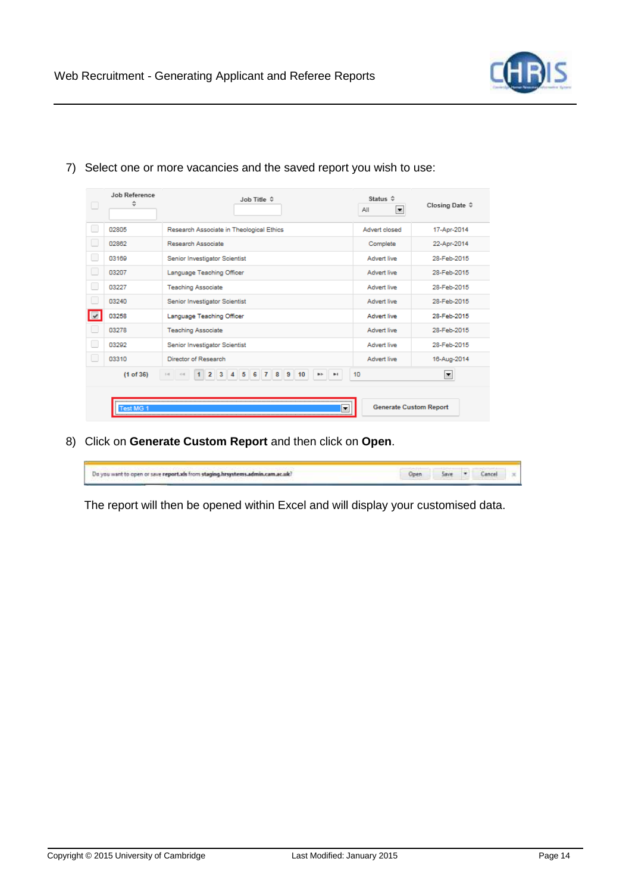7) Select one or more vacancies and the saved report you wish to use:

| | Job Reference | Job Title | Status | Closing Date |
|---|---|---|---|---|
| | | | All | |
| ☐ | 02805 | Research Associate in Theological Ethics | Advert closed | 17-Apr-2014 |
| ☐ | 02862 | Research Associate | Complete | 22-Apr-2014 |
| ☐ | 03169 | Senior Investigator Scientist | Advert live | 28-Feb-2015 |
| ☐ | 03207 | Language Teaching Officer | Advert live | 28-Feb-2015 |
| ☐ | 03227 | Teaching Associate | Advert live | 28-Feb-2015 |
| ☐ | 03240 | Senior Investigator Scientist | Advert live | 28-Feb-2015 |
| ☑ | 03258 | Language Teaching Officer | Advert live | 28-Feb-2015 |
| ☐ | 03278 | Teaching Associate | Advert live | 28-Feb-2015 |
| ☐ | 03292 | Senior Investigator Scientist | Advert live | 28-Feb-2015 |
| ☐ | 03310 | Director of Research | Advert live | 16-Aug-2014 |

(1 of 36) 1 2 3 4 5 6 7 8 9 10 — 10

Test MG 1 — Generate Custom Report

8) Click on **Generate Custom Report** and then click on **Open**.

Do you want to open or save report.xls from staging.hrsystems.admin.cam.ac.uk? — Open | Save | Cancel

The report will then be opened within Excel and will display your customised data.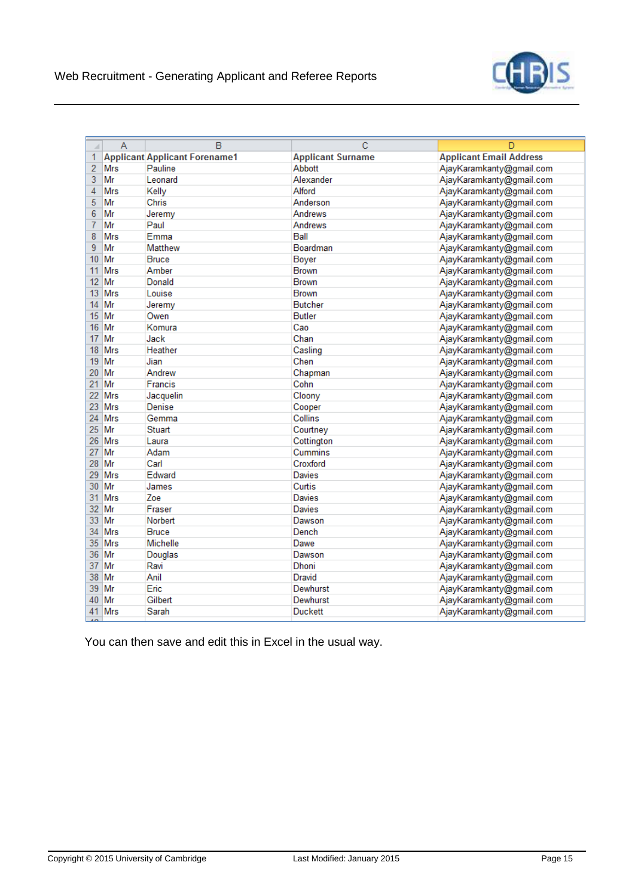| Applicant | Applicant Forename1 | Applicant Surname | Applicant Email Address |
|---|---|---|---|
| Mrs | Pauline | Abbott | AjayKaramkanty@gmail.com |
| Mr | Leonard | Alexander | AjayKaramkanty@gmail.com |
| Mrs | Kelly | Alford | AjayKaramkanty@gmail.com |
| Mr | Chris | Anderson | AjayKaramkanty@gmail.com |
| Mr | Jeremy | Andrews | AjayKaramkanty@gmail.com |
| Mr | Paul | Andrews | AjayKaramkanty@gmail.com |
| Mrs | Emma | Ball | AjayKaramkanty@gmail.com |
| Mr | Matthew | Boardman | AjayKaramkanty@gmail.com |
| Mr | Bruce | Boyer | AjayKaramkanty@gmail.com |
| Mrs | Amber | Brown | AjayKaramkanty@gmail.com |
| Mr | Donald | Brown | AjayKaramkanty@gmail.com |
| Mrs | Louise | Brown | AjayKaramkanty@gmail.com |
| Mr | Jeremy | Butcher | AjayKaramkanty@gmail.com |
| Mr | Owen | Butler | AjayKaramkanty@gmail.com |
| Mr | Komura | Cao | AjayKaramkanty@gmail.com |
| Mr | Jack | Chan | AjayKaramkanty@gmail.com |
| Mrs | Heather | Casling | AjayKaramkanty@gmail.com |
| Mr | Jian | Chen | AjayKaramkanty@gmail.com |
| Mr | Andrew | Chapman | AjayKaramkanty@gmail.com |
| Mr | Francis | Cohn | AjayKaramkanty@gmail.com |
| Mrs | Jacquelin | Cloony | AjayKaramkanty@gmail.com |
| Mrs | Denise | Cooper | AjayKaramkanty@gmail.com |
| Mrs | Gemma | Collins | AjayKaramkanty@gmail.com |
| Mr | Stuart | Courtney | AjayKaramkanty@gmail.com |
| Mrs | Laura | Cottington | AjayKaramkanty@gmail.com |
| Mr | Adam | Cummins | AjayKaramkanty@gmail.com |
| Mr | Carl | Croxford | AjayKaramkanty@gmail.com |
| Mrs | Edward | Davies | AjayKaramkanty@gmail.com |
| Mr | James | Curtis | AjayKaramkanty@gmail.com |
| Mrs | Zoe | Davies | AjayKaramkanty@gmail.com |
| Mr | Fraser | Davies | AjayKaramkanty@gmail.com |
| Mr | Norbert | Dawson | AjayKaramkanty@gmail.com |
| Mrs | Bruce | Dench | AjayKaramkanty@gmail.com |
| Mrs | Michelle | Dawe | AjayKaramkanty@gmail.com |
| Mr | Douglas | Dawson | AjayKaramkanty@gmail.com |
| Mr | Ravi | Dhoni | AjayKaramkanty@gmail.com |
| Mr | Anil | Dravid | AjayKaramkanty@gmail.com |
| Mr | Eric | Dewhurst | AjayKaramkanty@gmail.com |
| Mr | Gilbert | Dewhurst | AjayKaramkanty@gmail.com |
| Mrs | Sarah | Duckett | AjayKaramkanty@gmail.com |

You can then save and edit this in Excel in the usual way.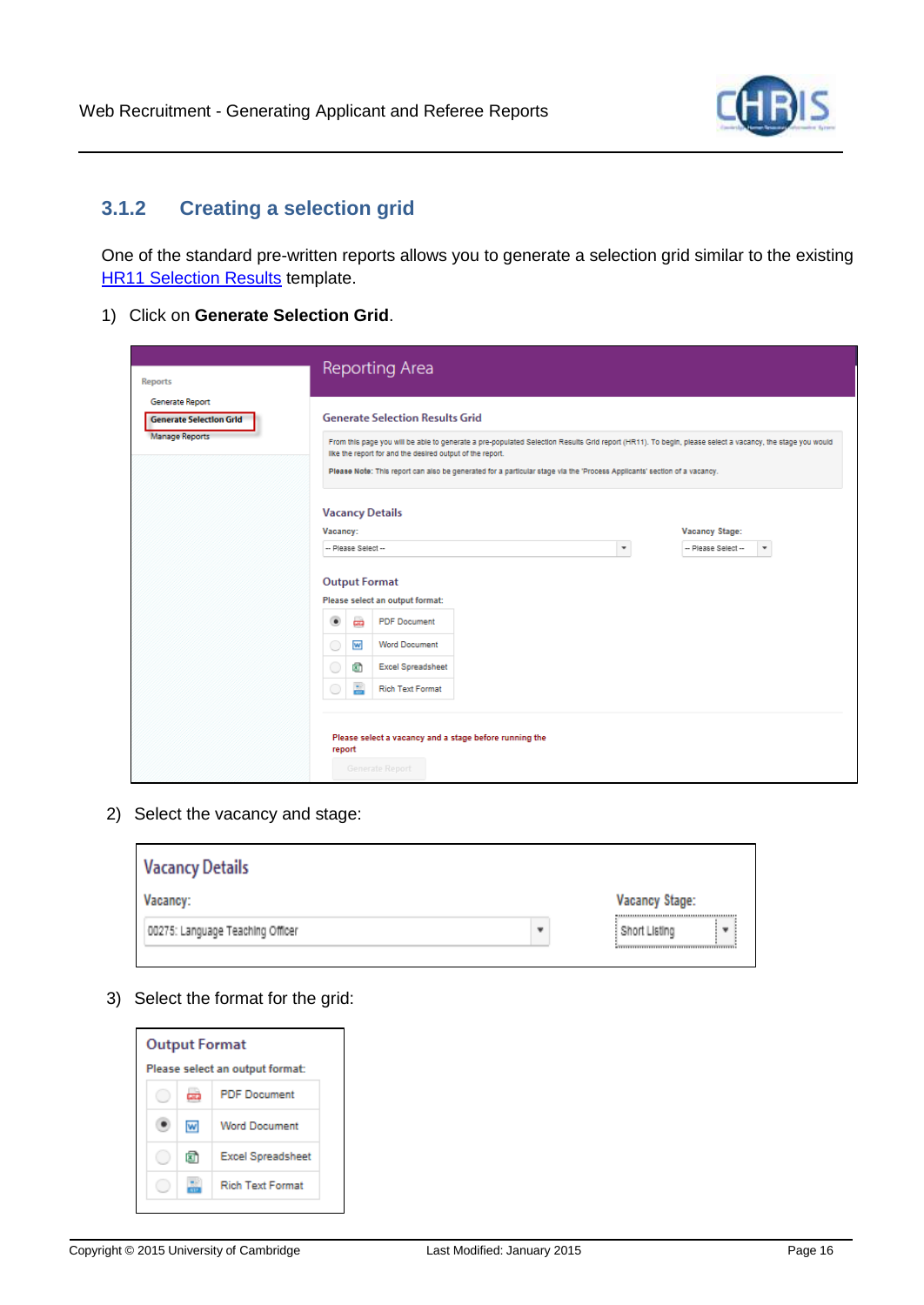### 3.1.2 Creating a selection grid

One of the standard pre-written reports allows you to generate a selection grid similar to the existing HR11 Selection Results template.

1) Click on **Generate Selection Grid**.

2) Select the vacancy and stage:

3) Select the format for the grid: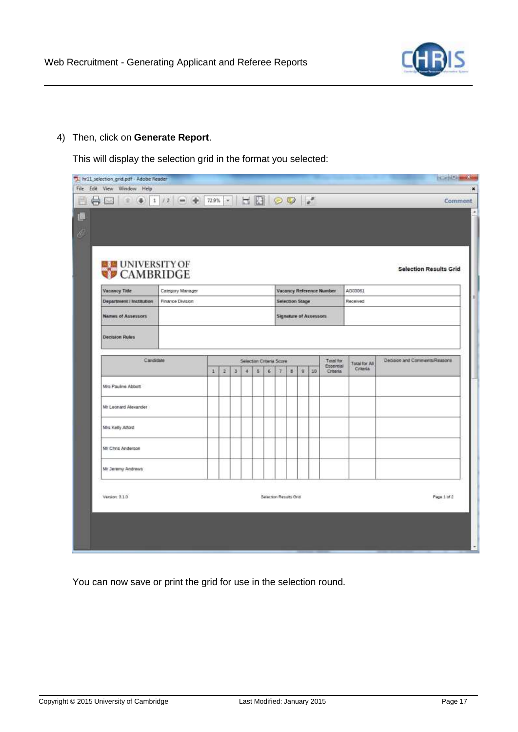4) Then, click on **Generate Report**.

This will display the selection grid in the format you selected:

hr11_selection_grid.pdf - Adobe Reader

File Edit View Window Help

Comment

UNIVERSITY OF CAMBRIDGE

**Selection Results Grid**

| | | | |
|---|---|---|---|
| **Vacancy Title** | Category Manager | **Vacancy Reference Number** | AG03061 |
| **Department / Institution** | Finance Division | **Selection Stage** | Received |
| **Names of Assessors** | | **Signature of Assessors** | |
| **Decision Rules** | | | |

| Candidate | Selection Criteria Score | | | | | | | | | | Total for Essential Criteria | Total for All Criteria | Decision and Comments/Reasons |
|---|---|---|---|---|---|---|---|---|---|---|---|---|---|
| | 1 | 2 | 3 | 4 | 5 | 6 | 7 | 8 | 9 | 10 | | | |
| Mrs Pauline Abbott | | | | | | | | | | | | | |
| Mr Leonard Alexander | | | | | | | | | | | | | |
| Mrs Kelly Alford | | | | | | | | | | | | | |
| Mr Chris Anderson | | | | | | | | | | | | | |
| Mr Jeremy Andrews | | | | | | | | | | | | | |

Version: 3.1.0 Selection Results Grid Page 1 of 2

You can now save or print the grid for use in the selection round.